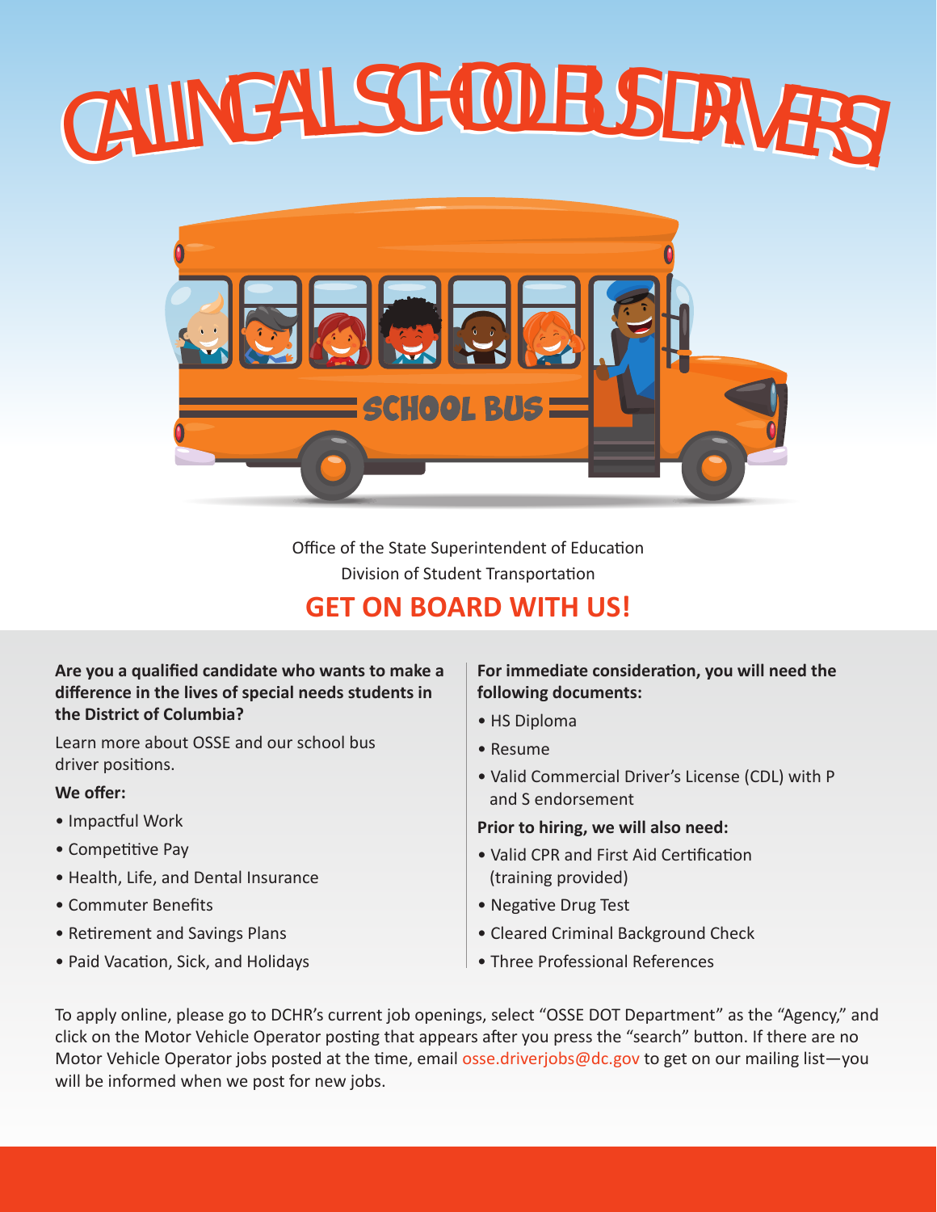# CALLING ALL SCHOOL BUS DRIVERS!

Office of the State Superintendent of Education
Division of Student Transportation

## GET ON BOARD WITH US!

**Are you a qualified candidate who wants to make a difference in the lives of special needs students in the District of Columbia?**

Learn more about OSSE and our school bus driver positions.

**We offer:**

- Impactful Work
- Competitive Pay
- Health, Life, and Dental Insurance
- Commuter Benefits
- Retirement and Savings Plans
- Paid Vacation, Sick, and Holidays

**For immediate consideration, you will need the following documents:**

- HS Diploma
- Resume
- Valid Commercial Driver's License (CDL) with P and S endorsement

**Prior to hiring, we will also need:**

- Valid CPR and First Aid Certification (training provided)
- Negative Drug Test
- Cleared Criminal Background Check
- Three Professional References

To apply online, please go to DCHR's current job openings, select "OSSE DOT Department" as the "Agency," and click on the Motor Vehicle Operator posting that appears after you press the "search" button. If there are no Motor Vehicle Operator jobs posted at the time, email osse.driverjobs@dc.gov to get on our mailing list—you will be informed when we post for new jobs.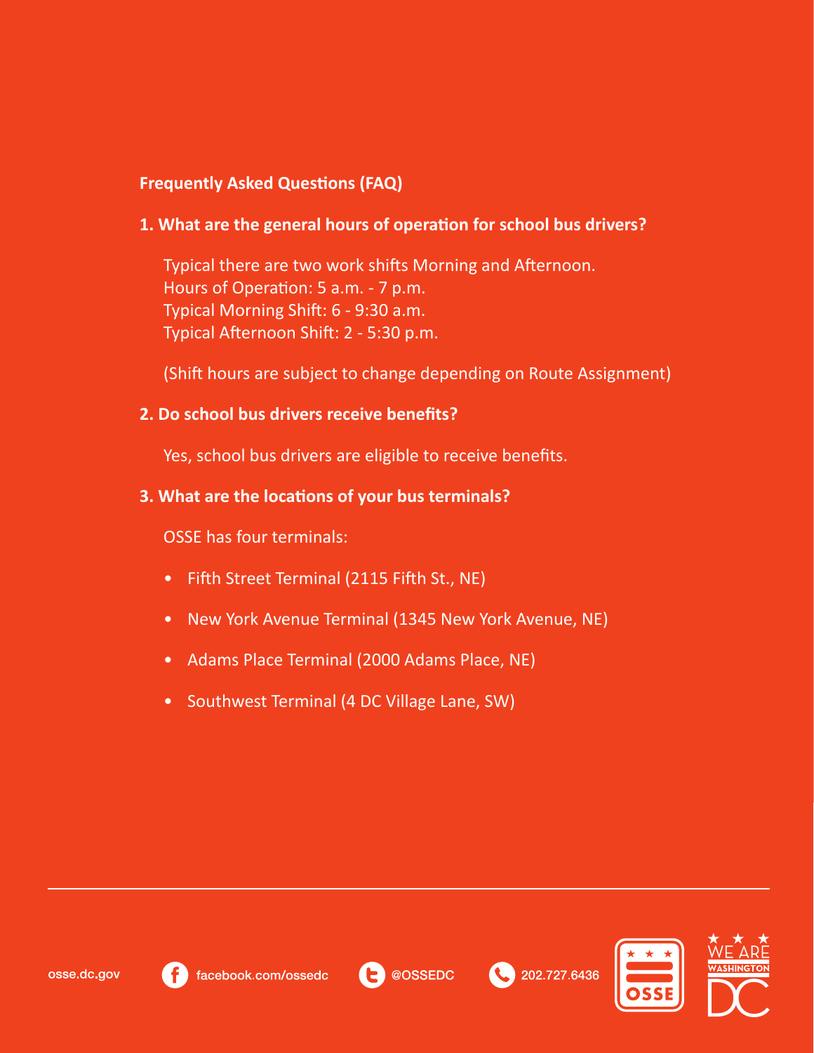## Frequently Asked Questions (FAQ)

### 1. What are the general hours of operation for school bus drivers?

Typical there are two work shifts Morning and Afternoon.
Hours of Operation: 5 a.m. - 7 p.m.
Typical Morning Shift: 6 - 9:30 a.m.
Typical Afternoon Shift: 2 - 5:30 p.m.

(Shift hours are subject to change depending on Route Assignment)

### 2. Do school bus drivers receive benefits?

Yes, school bus drivers are eligible to receive benefits.

### 3. What are the locations of your bus terminals?

OSSE has four terminals:

- Fifth Street Terminal (2115 Fifth St., NE)
- New York Avenue Terminal (1345 New York Avenue, NE)
- Adams Place Terminal (2000 Adams Place, NE)
- Southwest Terminal (4 DC Village Lane, SW)

osse.dc.gov facebook.com/ossedc @OSSEDC 202.727.6436